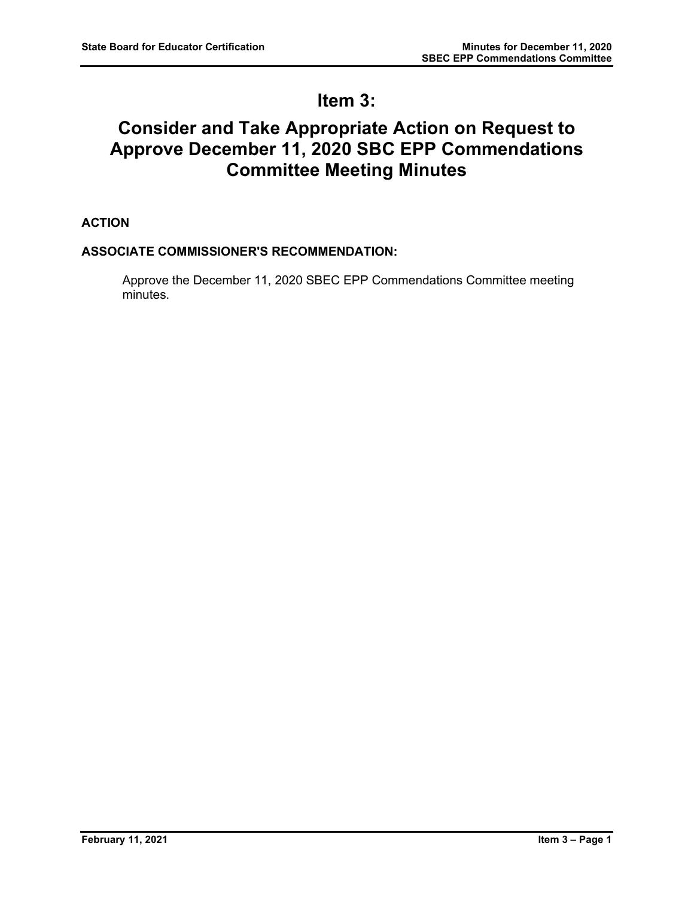# Item 3:

# Consider and Take Appropriate Action on Request to Approve December 11, 2020 SBC EPP Commendations Committee Meeting Minutes

**ACTION**

**ASSOCIATE COMMISSIONER'S RECOMMENDATION:**

Approve the December 11, 2020 SBEC EPP Commendations Committee meeting minutes.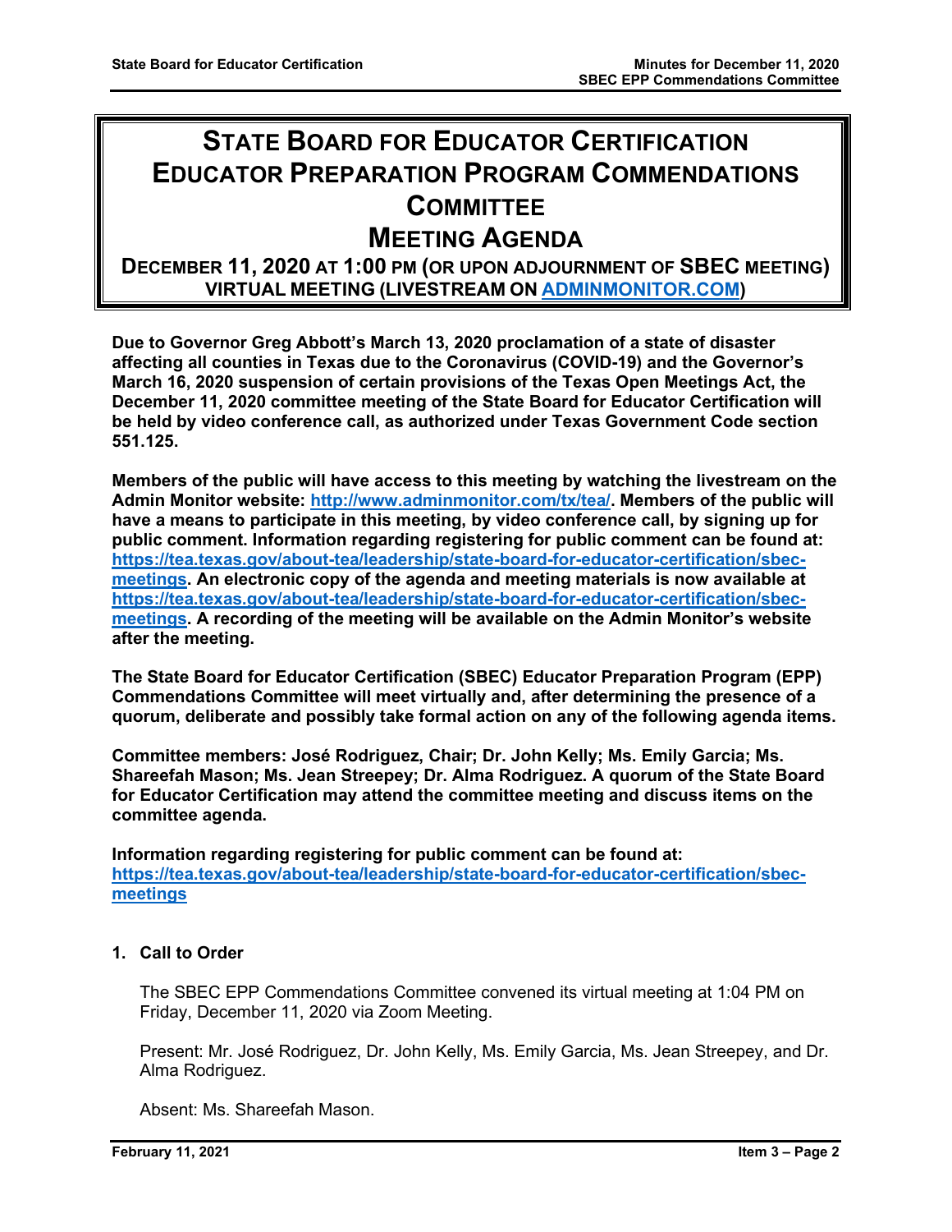# STATE BOARD FOR EDUCATOR CERTIFICATION EDUCATOR PREPARATION PROGRAM COMMENDATIONS COMMITTEE MEETING AGENDA

**DECEMBER 11, 2020 AT 1:00 PM (OR UPON ADJOURNMENT OF SBEC MEETING)**
**VIRTUAL MEETING (LIVESTREAM ON [ADMINMONITOR.COM](http://www.adminmonitor.com))**

**Due to Governor Greg Abbott's March 13, 2020 proclamation of a state of disaster affecting all counties in Texas due to the Coronavirus (COVID-19) and the Governor's March 16, 2020 suspension of certain provisions of the Texas Open Meetings Act, the December 11, 2020 committee meeting of the State Board for Educator Certification will be held by video conference call, as authorized under Texas Government Code section 551.125.**

**Members of the public will have access to this meeting by watching the livestream on the Admin Monitor website: [http://www.adminmonitor.com/tx/tea/](http://www.adminmonitor.com/tx/tea/). Members of the public will have a means to participate in this meeting, by video conference call, by signing up for public comment. Information regarding registering for public comment can be found at: [https://tea.texas.gov/about-tea/leadership/state-board-for-educator-certification/sbec-meetings](https://tea.texas.gov/about-tea/leadership/state-board-for-educator-certification/sbec-meetings). An electronic copy of the agenda and meeting materials is now available at [https://tea.texas.gov/about-tea/leadership/state-board-for-educator-certification/sbec-meetings](https://tea.texas.gov/about-tea/leadership/state-board-for-educator-certification/sbec-meetings). A recording of the meeting will be available on the Admin Monitor's website after the meeting.**

**The State Board for Educator Certification (SBEC) Educator Preparation Program (EPP) Commendations Committee will meet virtually and, after determining the presence of a quorum, deliberate and possibly take formal action on any of the following agenda items.**

**Committee members: José Rodriguez, Chair; Dr. John Kelly; Ms. Emily Garcia; Ms. Shareefah Mason; Ms. Jean Streepey; Dr. Alma Rodriguez. A quorum of the State Board for Educator Certification may attend the committee meeting and discuss items on the committee agenda.**

**Information regarding registering for public comment can be found at: [https://tea.texas.gov/about-tea/leadership/state-board-for-educator-certification/sbec-meetings](https://tea.texas.gov/about-tea/leadership/state-board-for-educator-certification/sbec-meetings)**

**1. Call to Order**

The SBEC EPP Commendations Committee convened its virtual meeting at 1:04 PM on Friday, December 11, 2020 via Zoom Meeting.

Present: Mr. José Rodriguez, Dr. John Kelly, Ms. Emily Garcia, Ms. Jean Streepey, and Dr. Alma Rodriguez.

Absent: Ms. Shareefah Mason.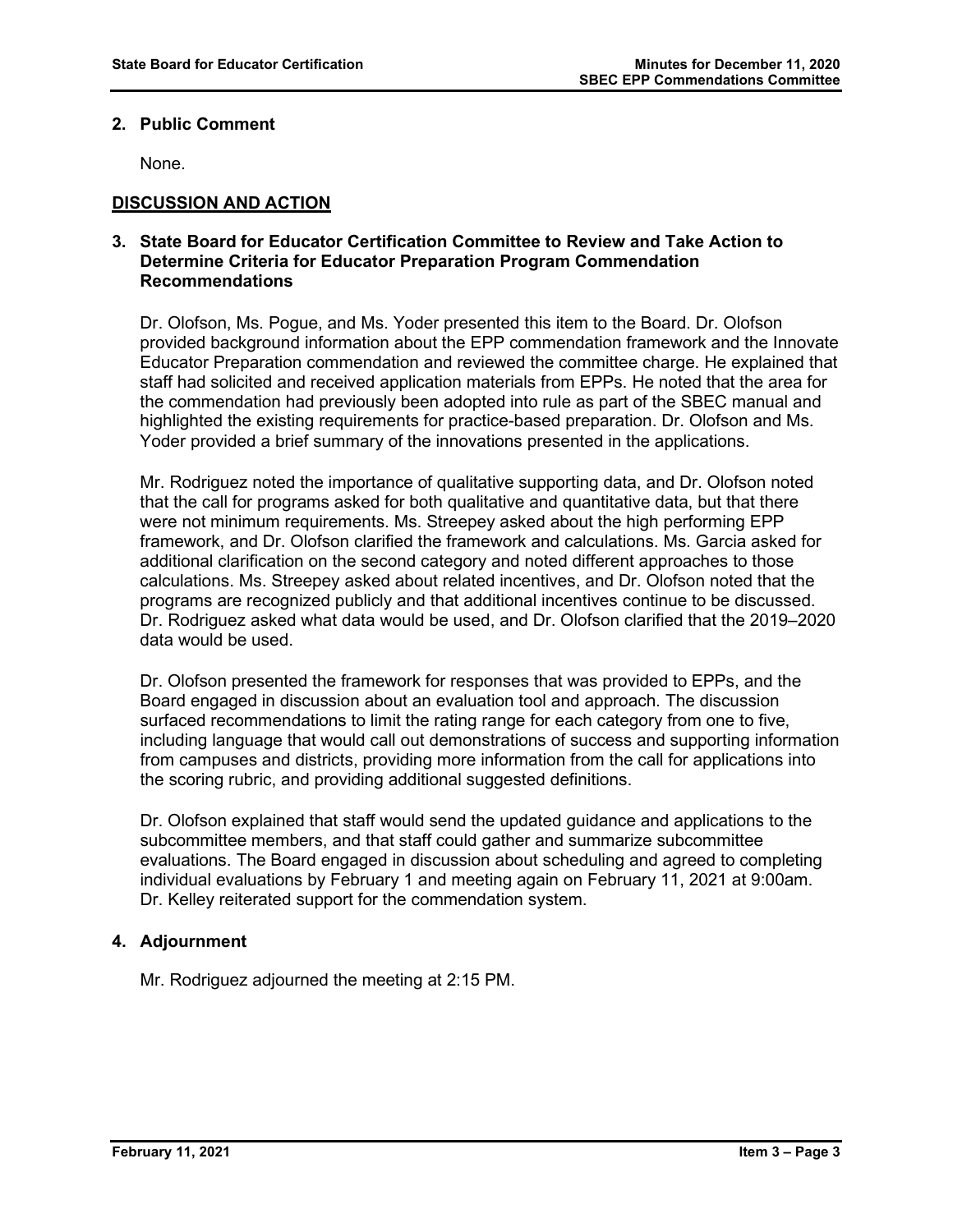## 2. Public Comment

None.

## DISCUSSION AND ACTION

### 3. State Board for Educator Certification Committee to Review and Take Action to Determine Criteria for Educator Preparation Program Commendation Recommendations

Dr. Olofson, Ms. Pogue, and Ms. Yoder presented this item to the Board. Dr. Olofson provided background information about the EPP commendation framework and the Innovate Educator Preparation commendation and reviewed the committee charge. He explained that staff had solicited and received application materials from EPPs. He noted that the area for the commendation had previously been adopted into rule as part of the SBEC manual and highlighted the existing requirements for practice-based preparation. Dr. Olofson and Ms. Yoder provided a brief summary of the innovations presented in the applications.

Mr. Rodriguez noted the importance of qualitative supporting data, and Dr. Olofson noted that the call for programs asked for both qualitative and quantitative data, but that there were not minimum requirements. Ms. Streepey asked about the high performing EPP framework, and Dr. Olofson clarified the framework and calculations. Ms. Garcia asked for additional clarification on the second category and noted different approaches to those calculations. Ms. Streepey asked about related incentives, and Dr. Olofson noted that the programs are recognized publicly and that additional incentives continue to be discussed. Dr. Rodriguez asked what data would be used, and Dr. Olofson clarified that the 2019–2020 data would be used.

Dr. Olofson presented the framework for responses that was provided to EPPs, and the Board engaged in discussion about an evaluation tool and approach. The discussion surfaced recommendations to limit the rating range for each category from one to five, including language that would call out demonstrations of success and supporting information from campuses and districts, providing more information from the call for applications into the scoring rubric, and providing additional suggested definitions.

Dr. Olofson explained that staff would send the updated guidance and applications to the subcommittee members, and that staff could gather and summarize subcommittee evaluations. The Board engaged in discussion about scheduling and agreed to completing individual evaluations by February 1 and meeting again on February 11, 2021 at 9:00am. Dr. Kelley reiterated support for the commendation system.

## 4. Adjournment

Mr. Rodriguez adjourned the meeting at 2:15 PM.